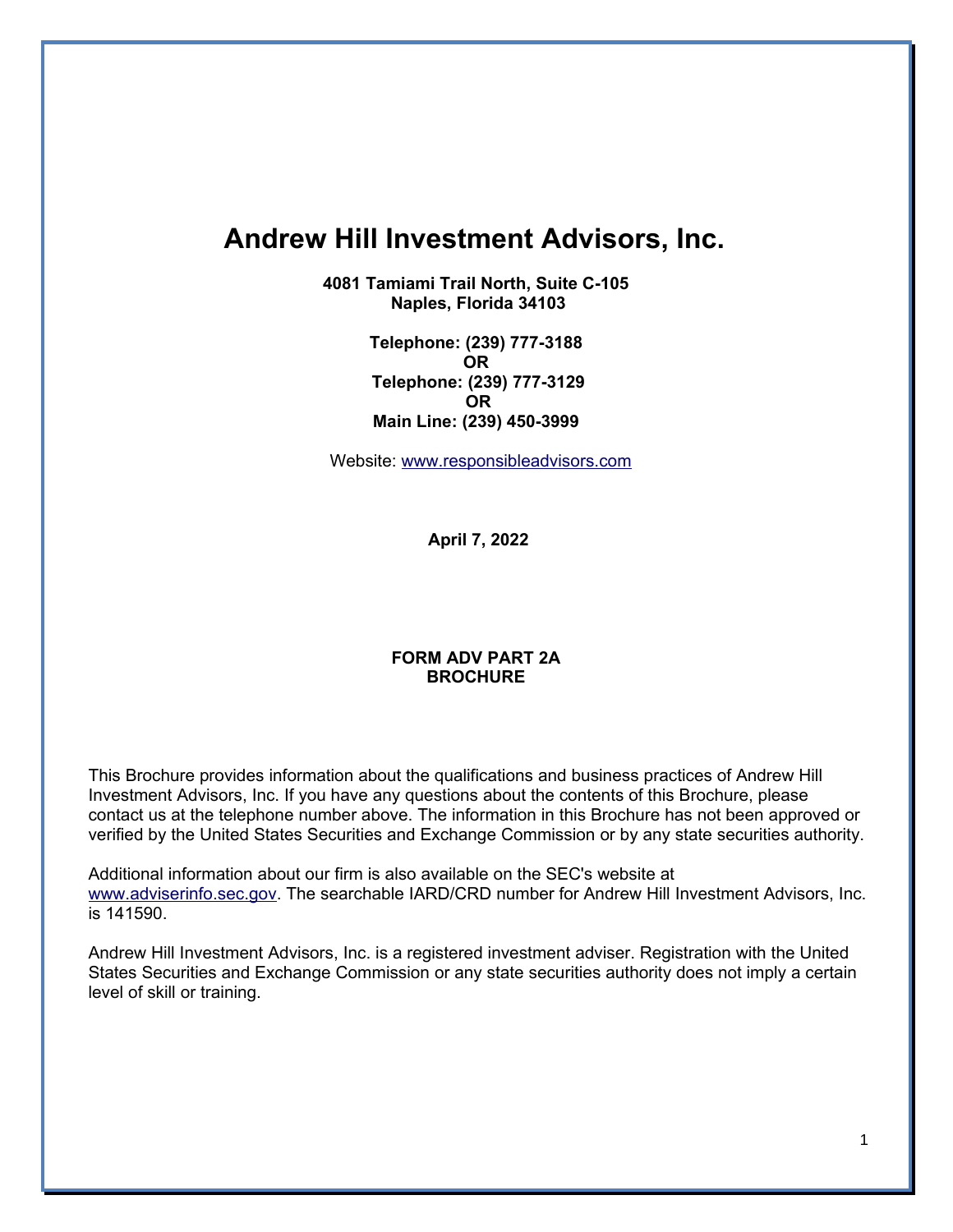# Andrew Hill Investment Advisors, Inc.

**4081 Tamiami Trail North, Suite C-105**
**Naples, Florida 34103**

**Telephone: (239) 777-3188**
**OR**
**Telephone: (239) 777-3129**
**OR**
**Main Line: (239) 450-3999**

Website: www.responsibleadvisors.com

**April 7, 2022**

**FORM ADV PART 2A**
**BROCHURE**

This Brochure provides information about the qualifications and business practices of Andrew Hill Investment Advisors, Inc. If you have any questions about the contents of this Brochure, please contact us at the telephone number above. The information in this Brochure has not been approved or verified by the United States Securities and Exchange Commission or by any state securities authority.

Additional information about our firm is also available on the SEC's website at www.adviserinfo.sec.gov. The searchable IARD/CRD number for Andrew Hill Investment Advisors, Inc. is 141590.

Andrew Hill Investment Advisors, Inc. is a registered investment adviser. Registration with the United States Securities and Exchange Commission or any state securities authority does not imply a certain level of skill or training.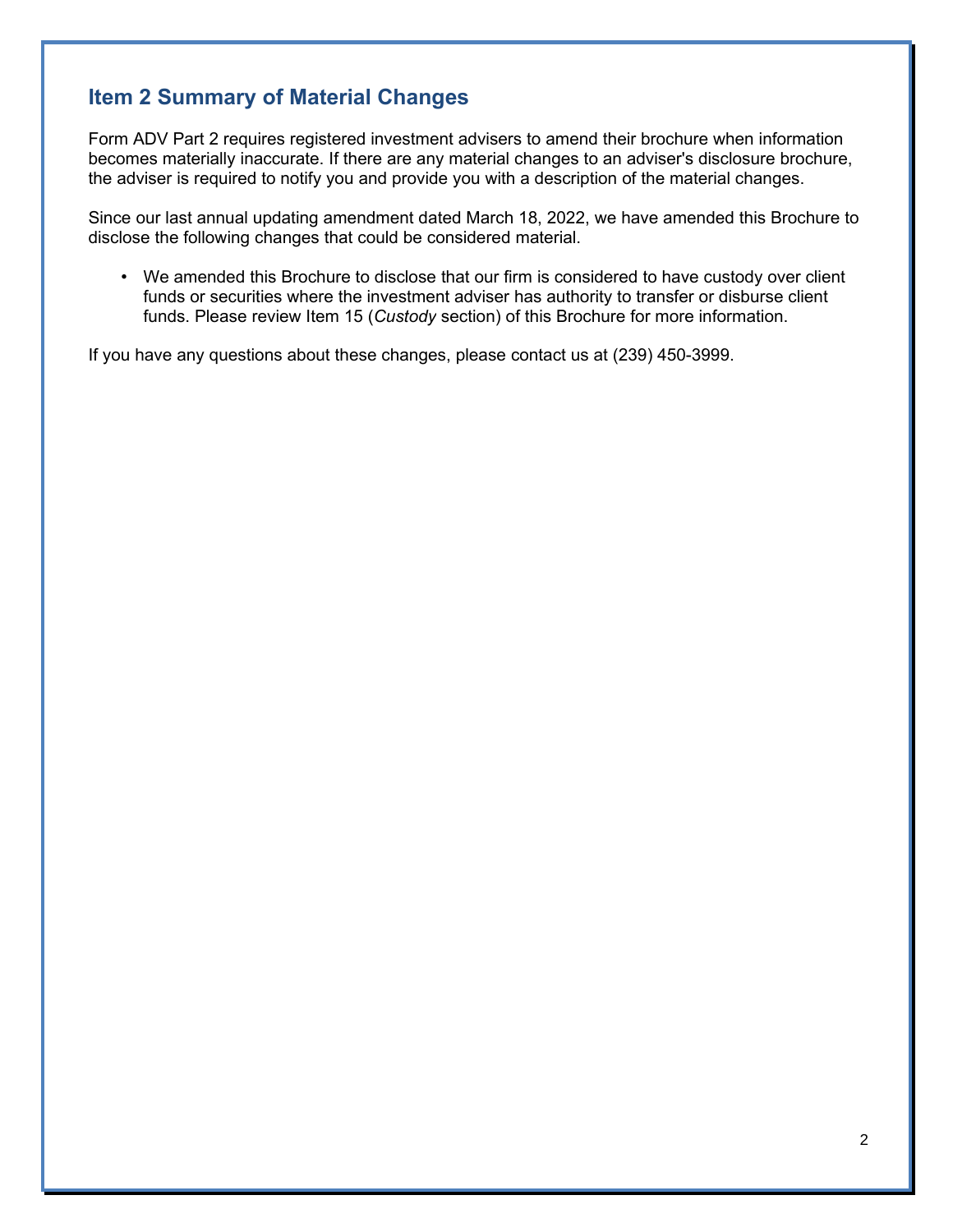## Item 2 Summary of Material Changes

Form ADV Part 2 requires registered investment advisers to amend their brochure when information becomes materially inaccurate. If there are any material changes to an adviser's disclosure brochure, the adviser is required to notify you and provide you with a description of the material changes.

Since our last annual updating amendment dated March 18, 2022, we have amended this Brochure to disclose the following changes that could be considered material.

- We amended this Brochure to disclose that our firm is considered to have custody over client funds or securities where the investment adviser has authority to transfer or disburse client funds. Please review Item 15 (*Custody* section) of this Brochure for more information.

If you have any questions about these changes, please contact us at (239) 450-3999.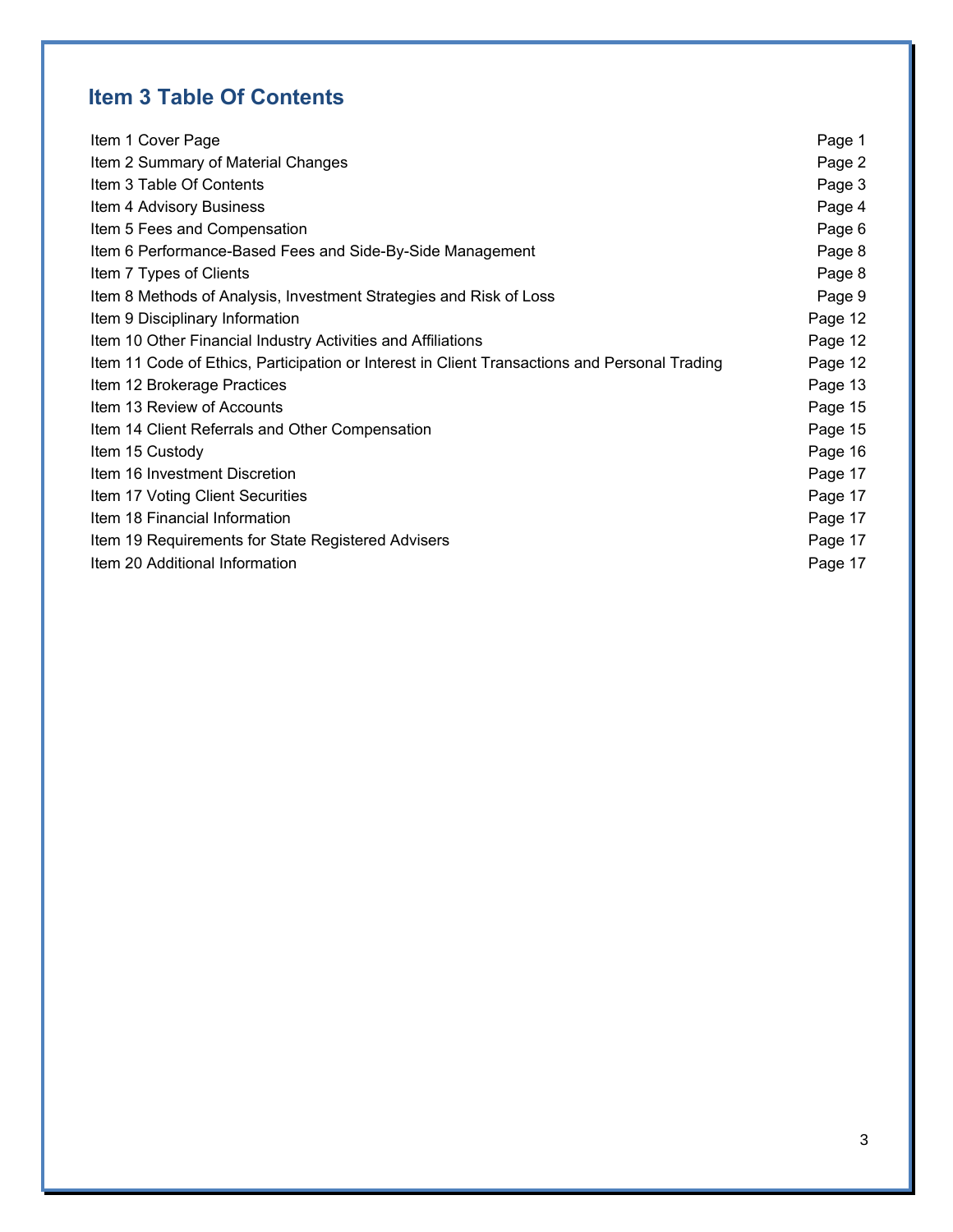## Item 3 Table Of Contents

| | |
|---|---|
| Item 1 Cover Page | Page 1 |
| Item 2 Summary of Material Changes | Page 2 |
| Item 3 Table Of Contents | Page 3 |
| Item 4 Advisory Business | Page 4 |
| Item 5 Fees and Compensation | Page 6 |
| Item 6 Performance-Based Fees and Side-By-Side Management | Page 8 |
| Item 7 Types of Clients | Page 8 |
| Item 8 Methods of Analysis, Investment Strategies and Risk of Loss | Page 9 |
| Item 9 Disciplinary Information | Page 12 |
| Item 10 Other Financial Industry Activities and Affiliations | Page 12 |
| Item 11 Code of Ethics, Participation or Interest in Client Transactions and Personal Trading | Page 12 |
| Item 12 Brokerage Practices | Page 13 |
| Item 13 Review of Accounts | Page 15 |
| Item 14 Client Referrals and Other Compensation | Page 15 |
| Item 15 Custody | Page 16 |
| Item 16 Investment Discretion | Page 17 |
| Item 17 Voting Client Securities | Page 17 |
| Item 18 Financial Information | Page 17 |
| Item 19 Requirements for State Registered Advisers | Page 17 |
| Item 20 Additional Information | Page 17 |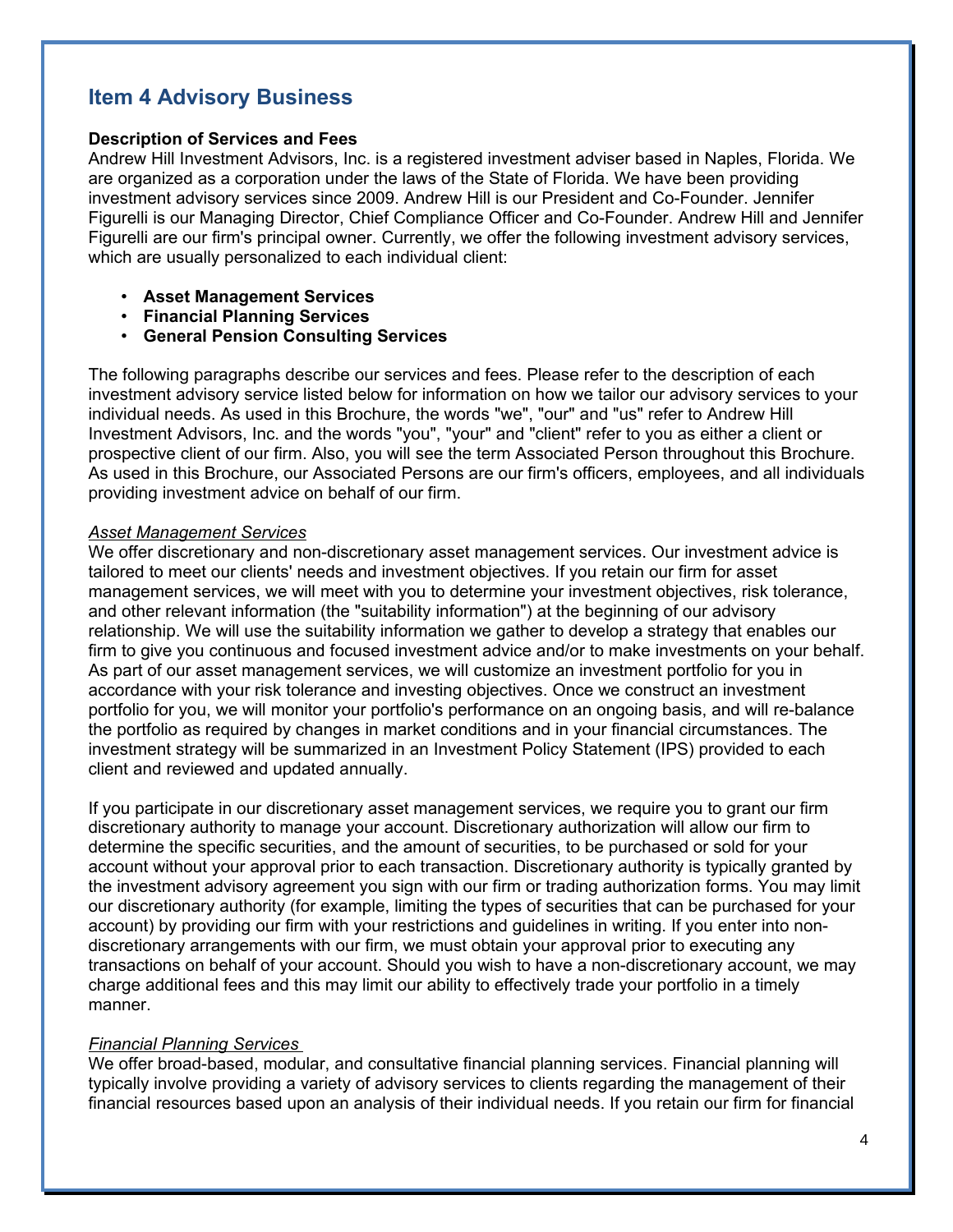## Item 4 Advisory Business

**Description of Services and Fees**

Andrew Hill Investment Advisors, Inc. is a registered investment adviser based in Naples, Florida. We are organized as a corporation under the laws of the State of Florida. We have been providing investment advisory services since 2009. Andrew Hill is our President and Co-Founder. Jennifer Figurelli is our Managing Director, Chief Compliance Officer and Co-Founder. Andrew Hill and Jennifer Figurelli are our firm's principal owner. Currently, we offer the following investment advisory services, which are usually personalized to each individual client:

- **Asset Management Services**
- **Financial Planning Services**
- **General Pension Consulting Services**

The following paragraphs describe our services and fees. Please refer to the description of each investment advisory service listed below for information on how we tailor our advisory services to your individual needs. As used in this Brochure, the words "we", "our" and "us" refer to Andrew Hill Investment Advisors, Inc. and the words "you", "your" and "client" refer to you as either a client or prospective client of our firm. Also, you will see the term Associated Person throughout this Brochure. As used in this Brochure, our Associated Persons are our firm's officers, employees, and all individuals providing investment advice on behalf of our firm.

*Asset Management Services*

We offer discretionary and non-discretionary asset management services. Our investment advice is tailored to meet our clients' needs and investment objectives. If you retain our firm for asset management services, we will meet with you to determine your investment objectives, risk tolerance, and other relevant information (the "suitability information") at the beginning of our advisory relationship. We will use the suitability information we gather to develop a strategy that enables our firm to give you continuous and focused investment advice and/or to make investments on your behalf. As part of our asset management services, we will customize an investment portfolio for you in accordance with your risk tolerance and investing objectives. Once we construct an investment portfolio for you, we will monitor your portfolio's performance on an ongoing basis, and will re-balance the portfolio as required by changes in market conditions and in your financial circumstances. The investment strategy will be summarized in an Investment Policy Statement (IPS) provided to each client and reviewed and updated annually.

If you participate in our discretionary asset management services, we require you to grant our firm discretionary authority to manage your account. Discretionary authorization will allow our firm to determine the specific securities, and the amount of securities, to be purchased or sold for your account without your approval prior to each transaction. Discretionary authority is typically granted by the investment advisory agreement you sign with our firm or trading authorization forms. You may limit our discretionary authority (for example, limiting the types of securities that can be purchased for your account) by providing our firm with your restrictions and guidelines in writing. If you enter into non-discretionary arrangements with our firm, we must obtain your approval prior to executing any transactions on behalf of your account. Should you wish to have a non-discretionary account, we may charge additional fees and this may limit our ability to effectively trade your portfolio in a timely manner.

*Financial Planning Services*

We offer broad-based, modular, and consultative financial planning services. Financial planning will typically involve providing a variety of advisory services to clients regarding the management of their financial resources based upon an analysis of their individual needs. If you retain our firm for financial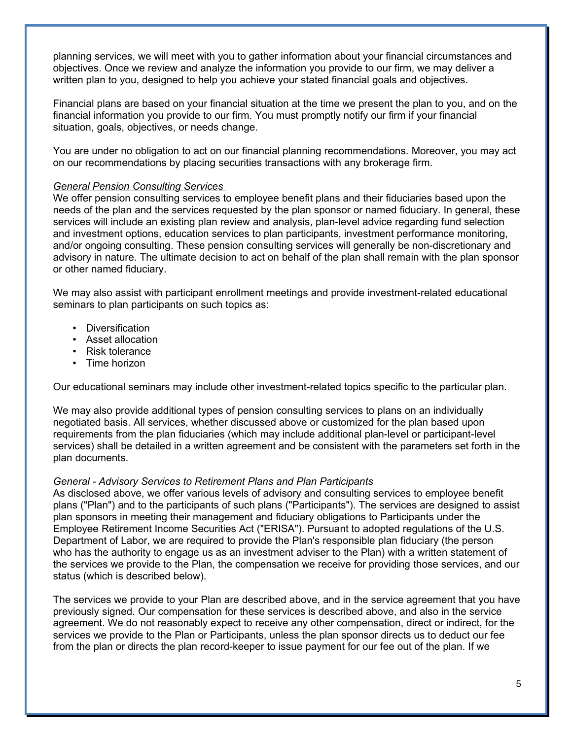planning services, we will meet with you to gather information about your financial circumstances and objectives. Once we review and analyze the information you provide to our firm, we may deliver a written plan to you, designed to help you achieve your stated financial goals and objectives.

Financial plans are based on your financial situation at the time we present the plan to you, and on the financial information you provide to our firm. You must promptly notify our firm if your financial situation, goals, objectives, or needs change.

You are under no obligation to act on our financial planning recommendations. Moreover, you may act on our recommendations by placing securities transactions with any brokerage firm.

*General Pension Consulting Services*

We offer pension consulting services to employee benefit plans and their fiduciaries based upon the needs of the plan and the services requested by the plan sponsor or named fiduciary. In general, these services will include an existing plan review and analysis, plan-level advice regarding fund selection and investment options, education services to plan participants, investment performance monitoring, and/or ongoing consulting. These pension consulting services will generally be non-discretionary and advisory in nature. The ultimate decision to act on behalf of the plan shall remain with the plan sponsor or other named fiduciary.

We may also assist with participant enrollment meetings and provide investment-related educational seminars to plan participants on such topics as:

- Diversification
- Asset allocation
- Risk tolerance
- Time horizon

Our educational seminars may include other investment-related topics specific to the particular plan.

We may also provide additional types of pension consulting services to plans on an individually negotiated basis. All services, whether discussed above or customized for the plan based upon requirements from the plan fiduciaries (which may include additional plan-level or participant-level services) shall be detailed in a written agreement and be consistent with the parameters set forth in the plan documents.

*General - Advisory Services to Retirement Plans and Plan Participants*

As disclosed above, we offer various levels of advisory and consulting services to employee benefit plans ("Plan") and to the participants of such plans ("Participants"). The services are designed to assist plan sponsors in meeting their management and fiduciary obligations to Participants under the Employee Retirement Income Securities Act ("ERISA"). Pursuant to adopted regulations of the U.S. Department of Labor, we are required to provide the Plan's responsible plan fiduciary (the person who has the authority to engage us as an investment adviser to the Plan) with a written statement of the services we provide to the Plan, the compensation we receive for providing those services, and our status (which is described below).

The services we provide to your Plan are described above, and in the service agreement that you have previously signed. Our compensation for these services is described above, and also in the service agreement. We do not reasonably expect to receive any other compensation, direct or indirect, for the services we provide to the Plan or Participants, unless the plan sponsor directs us to deduct our fee from the plan or directs the plan record-keeper to issue payment for our fee out of the plan. If we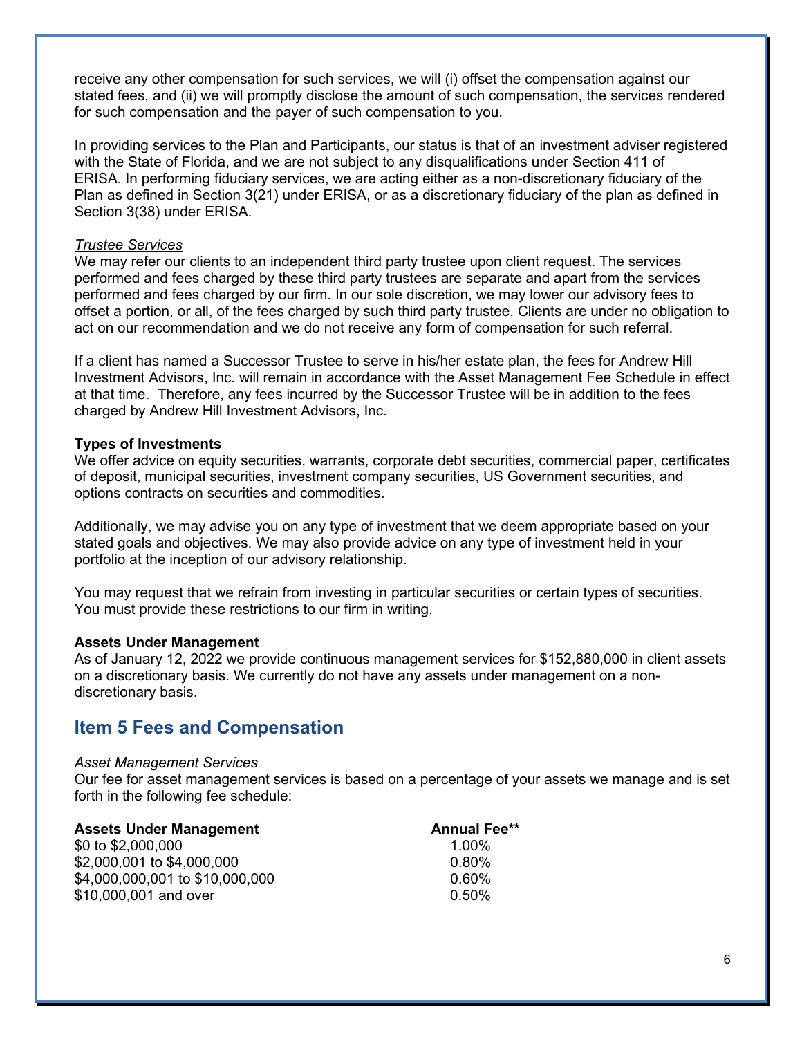receive any other compensation for such services, we will (i) offset the compensation against our stated fees, and (ii) we will promptly disclose the amount of such compensation, the services rendered for such compensation and the payer of such compensation to you.

In providing services to the Plan and Participants, our status is that of an investment adviser registered with the State of Florida, and we are not subject to any disqualifications under Section 411 of ERISA. In performing fiduciary services, we are acting either as a non-discretionary fiduciary of the Plan as defined in Section 3(21) under ERISA, or as a discretionary fiduciary of the plan as defined in Section 3(38) under ERISA.

*Trustee Services*

We may refer our clients to an independent third party trustee upon client request. The services performed and fees charged by these third party trustees are separate and apart from the services performed and fees charged by our firm. In our sole discretion, we may lower our advisory fees to offset a portion, or all, of the fees charged by such third party trustee. Clients are under no obligation to act on our recommendation and we do not receive any form of compensation for such referral.

If a client has named a Successor Trustee to serve in his/her estate plan, the fees for Andrew Hill Investment Advisors, Inc. will remain in accordance with the Asset Management Fee Schedule in effect at that time. Therefore, any fees incurred by the Successor Trustee will be in addition to the fees charged by Andrew Hill Investment Advisors, Inc.

**Types of Investments**

We offer advice on equity securities, warrants, corporate debt securities, commercial paper, certificates of deposit, municipal securities, investment company securities, US Government securities, and options contracts on securities and commodities.

Additionally, we may advise you on any type of investment that we deem appropriate based on your stated goals and objectives. We may also provide advice on any type of investment held in your portfolio at the inception of our advisory relationship.

You may request that we refrain from investing in particular securities or certain types of securities. You must provide these restrictions to our firm in writing.

**Assets Under Management**

As of January 12, 2022 we provide continuous management services for $152,880,000 in client assets on a discretionary basis. We currently do not have any assets under management on a non-discretionary basis.

## Item 5 Fees and Compensation

*Asset Management Services*

Our fee for asset management services is based on a percentage of your assets we manage and is set forth in the following fee schedule:

| Assets Under Management | Annual Fee** |
|---|---|
| $0 to $2,000,000 | 1.00% |
| $2,000,001 to $4,000,000 | 0.80% |
| $4,000,000,001 to $10,000,000 | 0.60% |
| $10,000,001 and over | 0.50% |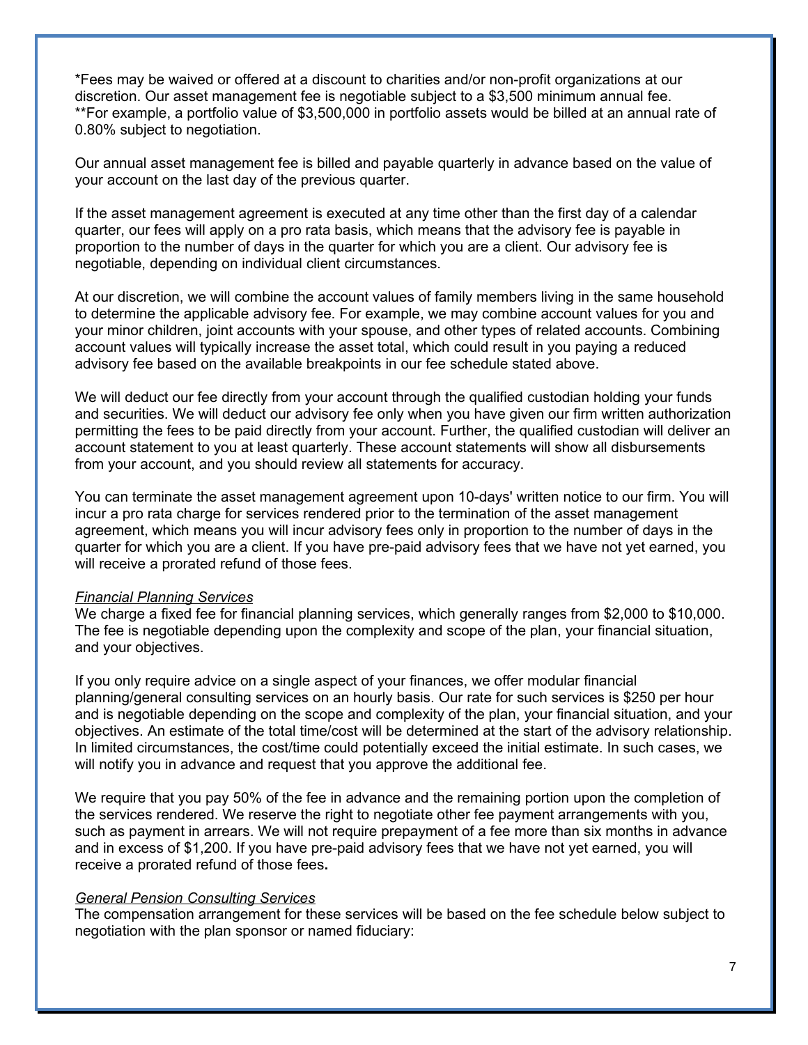*Fees may be waived or offered at a discount to charities and/or non-profit organizations at our discretion. Our asset management fee is negotiable subject to a $3,500 minimum annual fee.
**For example, a portfolio value of $3,500,000 in portfolio assets would be billed at an annual rate of 0.80% subject to negotiation.

Our annual asset management fee is billed and payable quarterly in advance based on the value of your account on the last day of the previous quarter.

If the asset management agreement is executed at any time other than the first day of a calendar quarter, our fees will apply on a pro rata basis, which means that the advisory fee is payable in proportion to the number of days in the quarter for which you are a client. Our advisory fee is negotiable, depending on individual client circumstances.

At our discretion, we will combine the account values of family members living in the same household to determine the applicable advisory fee. For example, we may combine account values for you and your minor children, joint accounts with your spouse, and other types of related accounts. Combining account values will typically increase the asset total, which could result in you paying a reduced advisory fee based on the available breakpoints in our fee schedule stated above.

We will deduct our fee directly from your account through the qualified custodian holding your funds and securities. We will deduct our advisory fee only when you have given our firm written authorization permitting the fees to be paid directly from your account. Further, the qualified custodian will deliver an account statement to you at least quarterly. These account statements will show all disbursements from your account, and you should review all statements for accuracy.

You can terminate the asset management agreement upon 10-days' written notice to our firm. You will incur a pro rata charge for services rendered prior to the termination of the asset management agreement, which means you will incur advisory fees only in proportion to the number of days in the quarter for which you are a client. If you have pre-paid advisory fees that we have not yet earned, you will receive a prorated refund of those fees.

*Financial Planning Services*
We charge a fixed fee for financial planning services, which generally ranges from $2,000 to $10,000. The fee is negotiable depending upon the complexity and scope of the plan, your financial situation, and your objectives.

If you only require advice on a single aspect of your finances, we offer modular financial planning/general consulting services on an hourly basis. Our rate for such services is $250 per hour and is negotiable depending on the scope and complexity of the plan, your financial situation, and your objectives. An estimate of the total time/cost will be determined at the start of the advisory relationship. In limited circumstances, the cost/time could potentially exceed the initial estimate. In such cases, we will notify you in advance and request that you approve the additional fee.

We require that you pay 50% of the fee in advance and the remaining portion upon the completion of the services rendered. We reserve the right to negotiate other fee payment arrangements with you, such as payment in arrears. We will not require prepayment of a fee more than six months in advance and in excess of $1,200. If you have pre-paid advisory fees that we have not yet earned, you will receive a prorated refund of those fees.

*General Pension Consulting Services*
The compensation arrangement for these services will be based on the fee schedule below subject to negotiation with the plan sponsor or named fiduciary: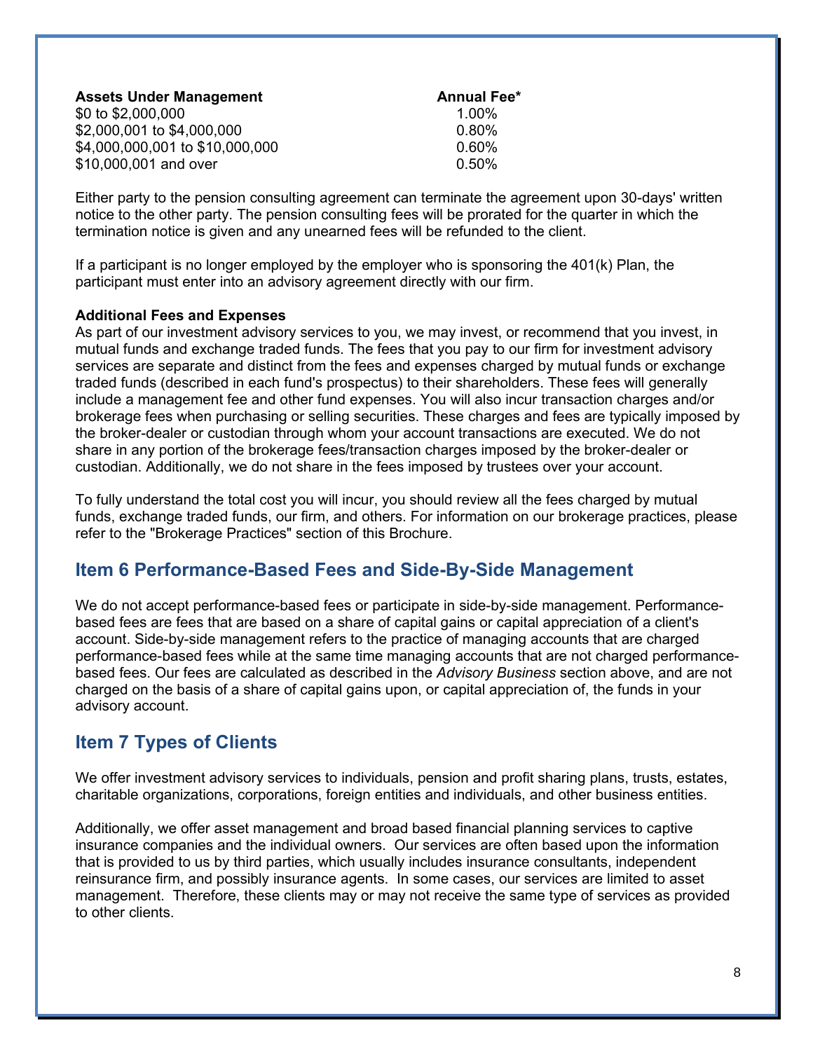| Assets Under Management | Annual Fee* |
| --- | --- |
| $0 to $2,000,000 | 1.00% |
| $2,000,001 to $4,000,000 | 0.80% |
| $4,000,000,001 to $10,000,000 | 0.60% |
| $10,000,001 and over | 0.50% |

Either party to the pension consulting agreement can terminate the agreement upon 30-days' written notice to the other party. The pension consulting fees will be prorated for the quarter in which the termination notice is given and any unearned fees will be refunded to the client.

If a participant is no longer employed by the employer who is sponsoring the 401(k) Plan, the participant must enter into an advisory agreement directly with our firm.

**Additional Fees and Expenses**

As part of our investment advisory services to you, we may invest, or recommend that you invest, in mutual funds and exchange traded funds. The fees that you pay to our firm for investment advisory services are separate and distinct from the fees and expenses charged by mutual funds or exchange traded funds (described in each fund's prospectus) to their shareholders. These fees will generally include a management fee and other fund expenses. You will also incur transaction charges and/or brokerage fees when purchasing or selling securities. These charges and fees are typically imposed by the broker-dealer or custodian through whom your account transactions are executed. We do not share in any portion of the brokerage fees/transaction charges imposed by the broker-dealer or custodian. Additionally, we do not share in the fees imposed by trustees over your account.

To fully understand the total cost you will incur, you should review all the fees charged by mutual funds, exchange traded funds, our firm, and others. For information on our brokerage practices, please refer to the "Brokerage Practices" section of this Brochure.

## Item 6 Performance-Based Fees and Side-By-Side Management

We do not accept performance-based fees or participate in side-by-side management. Performance-based fees are fees that are based on a share of capital gains or capital appreciation of a client's account. Side-by-side management refers to the practice of managing accounts that are charged performance-based fees while at the same time managing accounts that are not charged performance-based fees. Our fees are calculated as described in the *Advisory Business* section above, and are not charged on the basis of a share of capital gains upon, or capital appreciation of, the funds in your advisory account.

## Item 7 Types of Clients

We offer investment advisory services to individuals, pension and profit sharing plans, trusts, estates, charitable organizations, corporations, foreign entities and individuals, and other business entities.

Additionally, we offer asset management and broad based financial planning services to captive insurance companies and the individual owners. Our services are often based upon the information that is provided to us by third parties, which usually includes insurance consultants, independent reinsurance firm, and possibly insurance agents. In some cases, our services are limited to asset management. Therefore, these clients may or may not receive the same type of services as provided to other clients.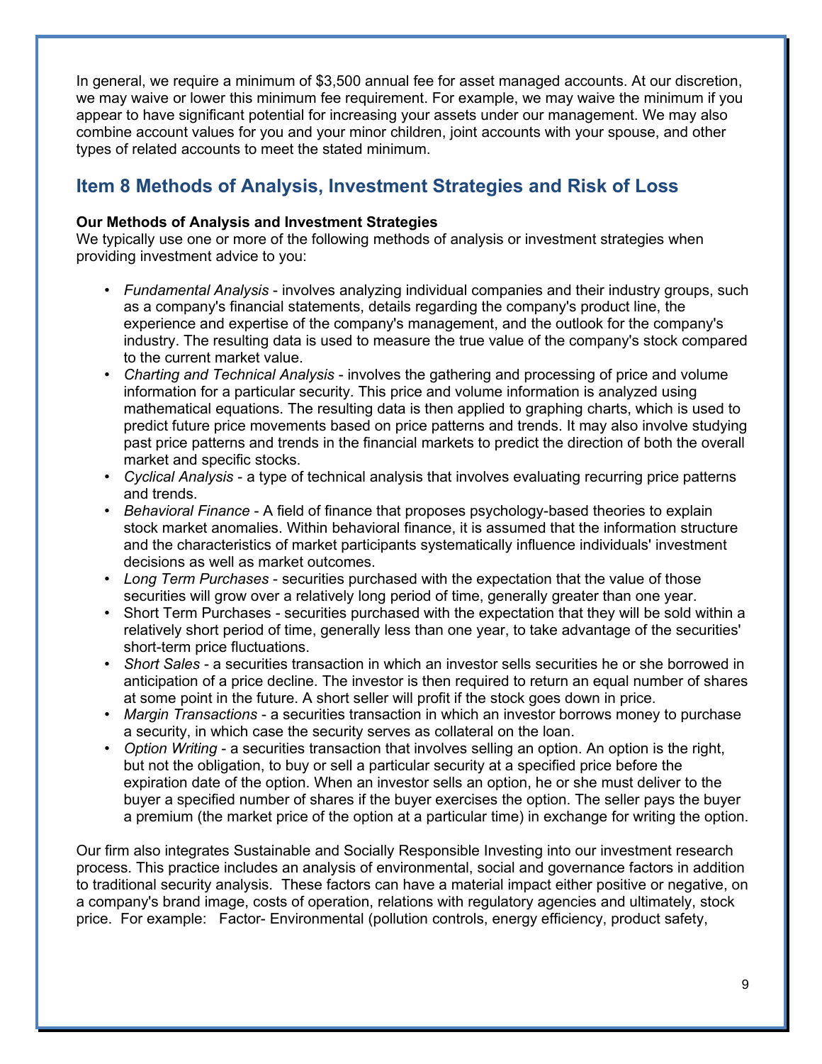In general, we require a minimum of $3,500 annual fee for asset managed accounts. At our discretion, we may waive or lower this minimum fee requirement. For example, we may waive the minimum if you appear to have significant potential for increasing your assets under our management. We may also combine account values for you and your minor children, joint accounts with your spouse, and other types of related accounts to meet the stated minimum.

## Item 8 Methods of Analysis, Investment Strategies and Risk of Loss

**Our Methods of Analysis and Investment Strategies**
We typically use one or more of the following methods of analysis or investment strategies when providing investment advice to you:

- *Fundamental Analysis* - involves analyzing individual companies and their industry groups, such as a company's financial statements, details regarding the company's product line, the experience and expertise of the company's management, and the outlook for the company's industry. The resulting data is used to measure the true value of the company's stock compared to the current market value.
- *Charting and Technical Analysis* - involves the gathering and processing of price and volume information for a particular security. This price and volume information is analyzed using mathematical equations. The resulting data is then applied to graphing charts, which is used to predict future price movements based on price patterns and trends. It may also involve studying past price patterns and trends in the financial markets to predict the direction of both the overall market and specific stocks.
- *Cyclical Analysis* - a type of technical analysis that involves evaluating recurring price patterns and trends.
- *Behavioral Finance* - A field of finance that proposes psychology-based theories to explain stock market anomalies. Within behavioral finance, it is assumed that the information structure and the characteristics of market participants systematically influence individuals' investment decisions as well as market outcomes.
- *Long Term Purchases* - securities purchased with the expectation that the value of those securities will grow over a relatively long period of time, generally greater than one year.
- Short Term Purchases - securities purchased with the expectation that they will be sold within a relatively short period of time, generally less than one year, to take advantage of the securities' short-term price fluctuations.
- *Short Sales* - a securities transaction in which an investor sells securities he or she borrowed in anticipation of a price decline. The investor is then required to return an equal number of shares at some point in the future. A short seller will profit if the stock goes down in price.
- *Margin Transactions* - a securities transaction in which an investor borrows money to purchase a security, in which case the security serves as collateral on the loan.
- *Option Writing* - a securities transaction that involves selling an option. An option is the right, but not the obligation, to buy or sell a particular security at a specified price before the expiration date of the option. When an investor sells an option, he or she must deliver to the buyer a specified number of shares if the buyer exercises the option. The seller pays the buyer a premium (the market price of the option at a particular time) in exchange for writing the option.

Our firm also integrates Sustainable and Socially Responsible Investing into our investment research process. This practice includes an analysis of environmental, social and governance factors in addition to traditional security analysis. These factors can have a material impact either positive or negative, on a company's brand image, costs of operation, relations with regulatory agencies and ultimately, stock price. For example: Factor- Environmental (pollution controls, energy efficiency, product safety,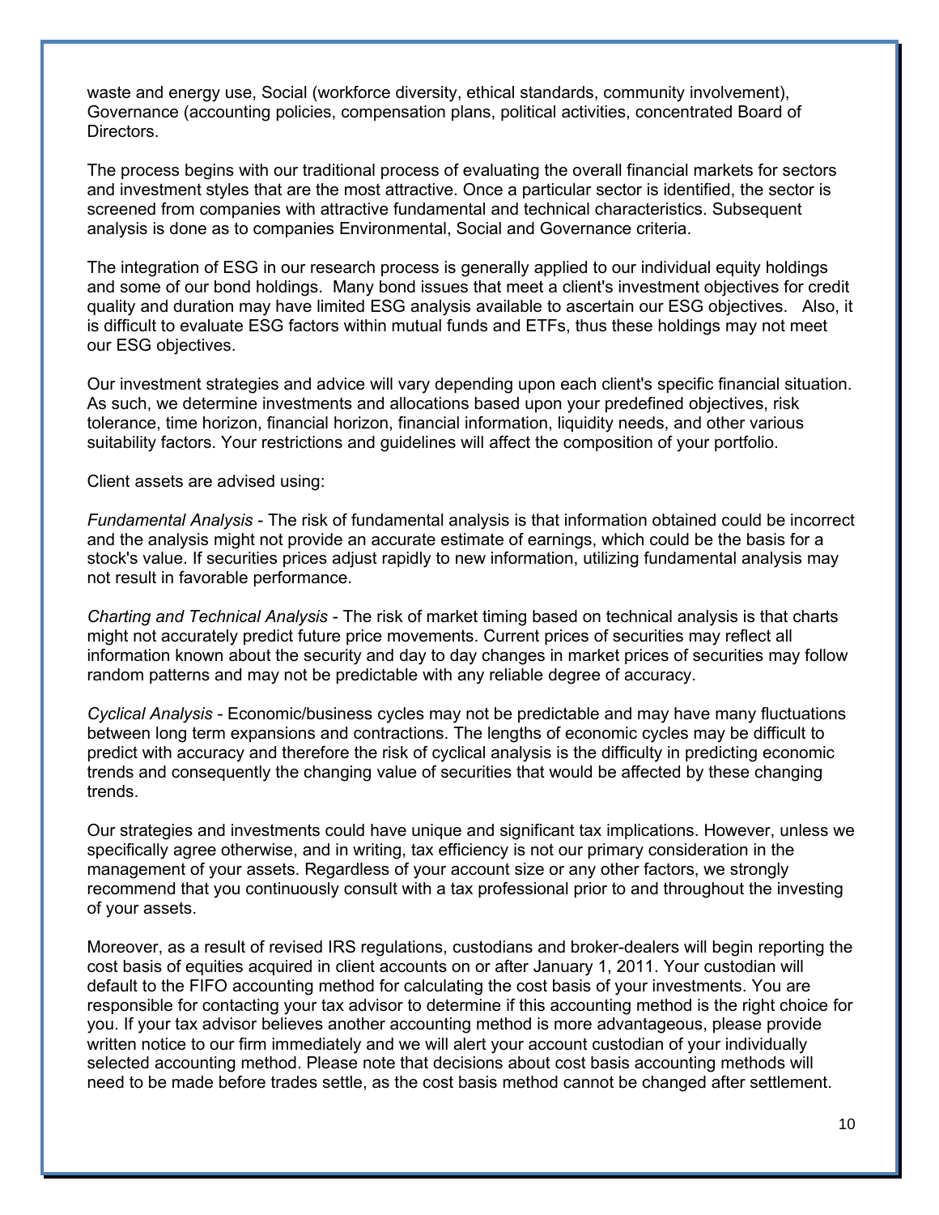waste and energy use, Social (workforce diversity, ethical standards, community involvement), Governance (accounting policies, compensation plans, political activities, concentrated Board of Directors.

The process begins with our traditional process of evaluating the overall financial markets for sectors and investment styles that are the most attractive. Once a particular sector is identified, the sector is screened from companies with attractive fundamental and technical characteristics. Subsequent analysis is done as to companies Environmental, Social and Governance criteria.

The integration of ESG in our research process is generally applied to our individual equity holdings and some of our bond holdings. Many bond issues that meet a client's investment objectives for credit quality and duration may have limited ESG analysis available to ascertain our ESG objectives. Also, it is difficult to evaluate ESG factors within mutual funds and ETFs, thus these holdings may not meet our ESG objectives.

Our investment strategies and advice will vary depending upon each client's specific financial situation. As such, we determine investments and allocations based upon your predefined objectives, risk tolerance, time horizon, financial horizon, financial information, liquidity needs, and other various suitability factors. Your restrictions and guidelines will affect the composition of your portfolio.

Client assets are advised using:

*Fundamental Analysis* - The risk of fundamental analysis is that information obtained could be incorrect and the analysis might not provide an accurate estimate of earnings, which could be the basis for a stock's value. If securities prices adjust rapidly to new information, utilizing fundamental analysis may not result in favorable performance.

*Charting and Technical Analysis* - The risk of market timing based on technical analysis is that charts might not accurately predict future price movements. Current prices of securities may reflect all information known about the security and day to day changes in market prices of securities may follow random patterns and may not be predictable with any reliable degree of accuracy.

*Cyclical Analysis* - Economic/business cycles may not be predictable and may have many fluctuations between long term expansions and contractions. The lengths of economic cycles may be difficult to predict with accuracy and therefore the risk of cyclical analysis is the difficulty in predicting economic trends and consequently the changing value of securities that would be affected by these changing trends.

Our strategies and investments could have unique and significant tax implications. However, unless we specifically agree otherwise, and in writing, tax efficiency is not our primary consideration in the management of your assets. Regardless of your account size or any other factors, we strongly recommend that you continuously consult with a tax professional prior to and throughout the investing of your assets.

Moreover, as a result of revised IRS regulations, custodians and broker-dealers will begin reporting the cost basis of equities acquired in client accounts on or after January 1, 2011. Your custodian will default to the FIFO accounting method for calculating the cost basis of your investments. You are responsible for contacting your tax advisor to determine if this accounting method is the right choice for you. If your tax advisor believes another accounting method is more advantageous, please provide written notice to our firm immediately and we will alert your account custodian of your individually selected accounting method. Please note that decisions about cost basis accounting methods will need to be made before trades settle, as the cost basis method cannot be changed after settlement.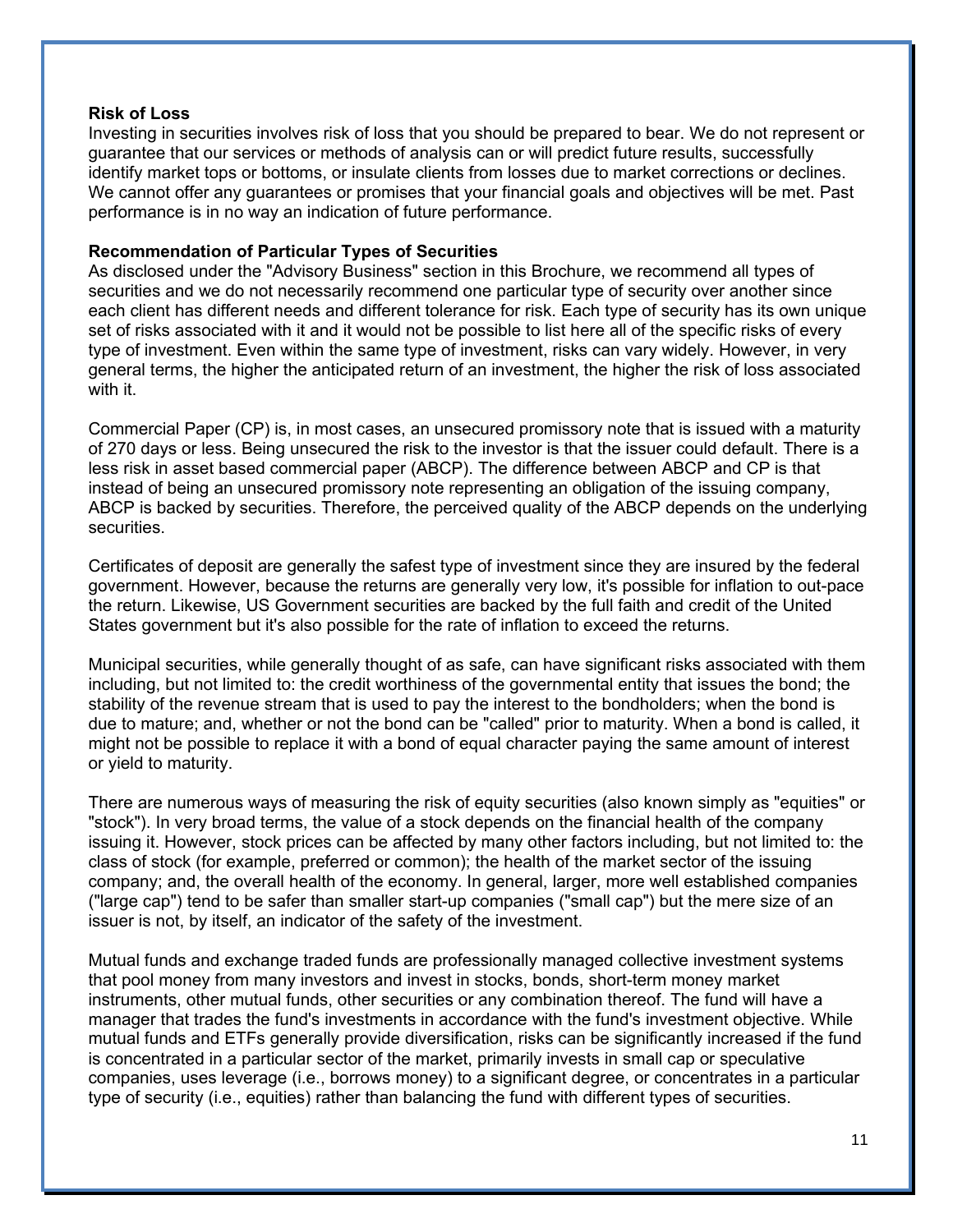**Risk of Loss**

Investing in securities involves risk of loss that you should be prepared to bear. We do not represent or guarantee that our services or methods of analysis can or will predict future results, successfully identify market tops or bottoms, or insulate clients from losses due to market corrections or declines. We cannot offer any guarantees or promises that your financial goals and objectives will be met. Past performance is in no way an indication of future performance.

**Recommendation of Particular Types of Securities**

As disclosed under the "Advisory Business" section in this Brochure, we recommend all types of securities and we do not necessarily recommend one particular type of security over another since each client has different needs and different tolerance for risk. Each type of security has its own unique set of risks associated with it and it would not be possible to list here all of the specific risks of every type of investment. Even within the same type of investment, risks can vary widely. However, in very general terms, the higher the anticipated return of an investment, the higher the risk of loss associated with it.

Commercial Paper (CP) is, in most cases, an unsecured promissory note that is issued with a maturity of 270 days or less. Being unsecured the risk to the investor is that the issuer could default. There is a less risk in asset based commercial paper (ABCP). The difference between ABCP and CP is that instead of being an unsecured promissory note representing an obligation of the issuing company, ABCP is backed by securities. Therefore, the perceived quality of the ABCP depends on the underlying securities.

Certificates of deposit are generally the safest type of investment since they are insured by the federal government. However, because the returns are generally very low, it's possible for inflation to out-pace the return. Likewise, US Government securities are backed by the full faith and credit of the United States government but it's also possible for the rate of inflation to exceed the returns.

Municipal securities, while generally thought of as safe, can have significant risks associated with them including, but not limited to: the credit worthiness of the governmental entity that issues the bond; the stability of the revenue stream that is used to pay the interest to the bondholders; when the bond is due to mature; and, whether or not the bond can be "called" prior to maturity. When a bond is called, it might not be possible to replace it with a bond of equal character paying the same amount of interest or yield to maturity.

There are numerous ways of measuring the risk of equity securities (also known simply as "equities" or "stock"). In very broad terms, the value of a stock depends on the financial health of the company issuing it. However, stock prices can be affected by many other factors including, but not limited to: the class of stock (for example, preferred or common); the health of the market sector of the issuing company; and, the overall health of the economy. In general, larger, more well established companies ("large cap") tend to be safer than smaller start-up companies ("small cap") but the mere size of an issuer is not, by itself, an indicator of the safety of the investment.

Mutual funds and exchange traded funds are professionally managed collective investment systems that pool money from many investors and invest in stocks, bonds, short-term money market instruments, other mutual funds, other securities or any combination thereof. The fund will have a manager that trades the fund's investments in accordance with the fund's investment objective. While mutual funds and ETFs generally provide diversification, risks can be significantly increased if the fund is concentrated in a particular sector of the market, primarily invests in small cap or speculative companies, uses leverage (i.e., borrows money) to a significant degree, or concentrates in a particular type of security (i.e., equities) rather than balancing the fund with different types of securities.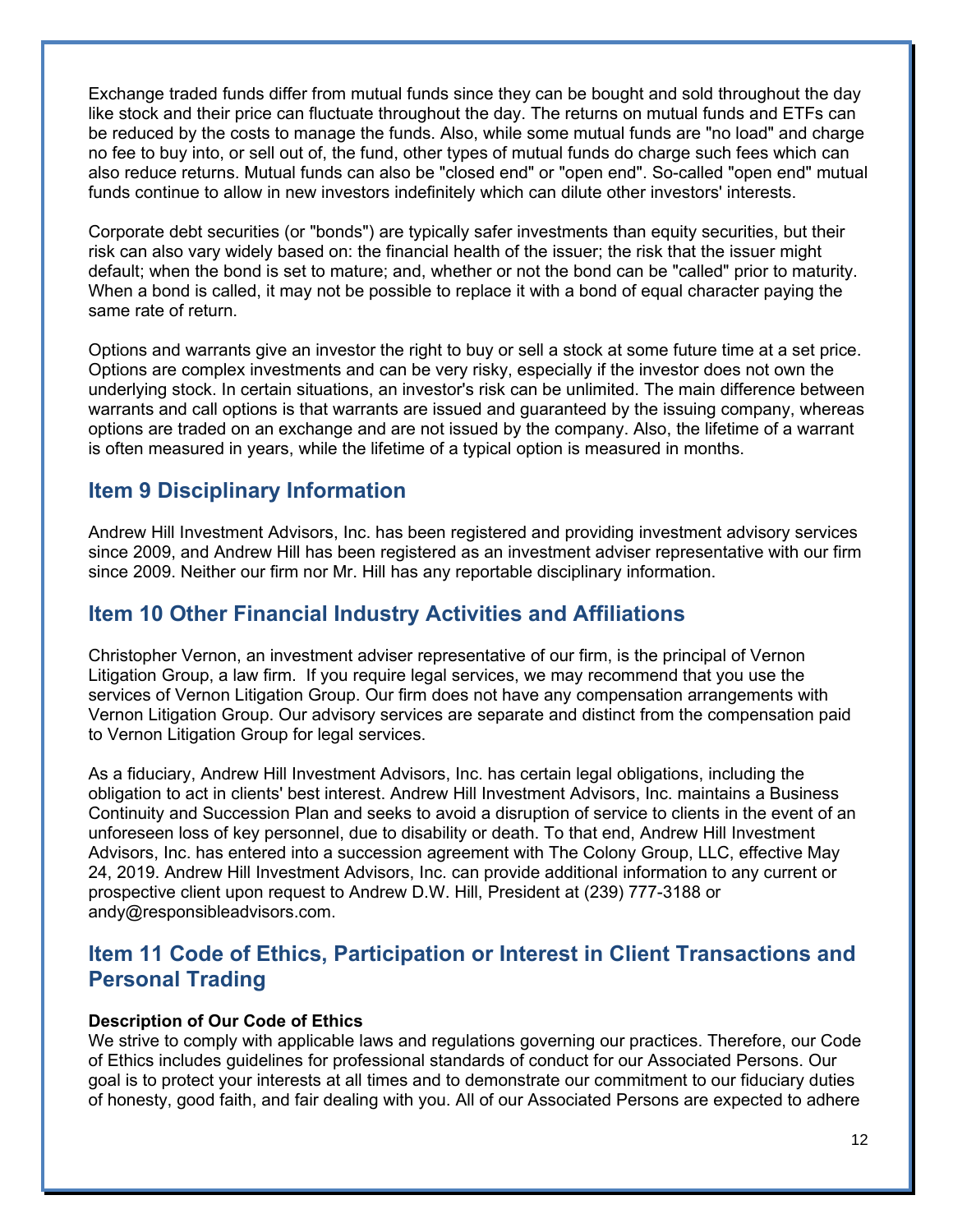Exchange traded funds differ from mutual funds since they can be bought and sold throughout the day like stock and their price can fluctuate throughout the day. The returns on mutual funds and ETFs can be reduced by the costs to manage the funds. Also, while some mutual funds are "no load" and charge no fee to buy into, or sell out of, the fund, other types of mutual funds do charge such fees which can also reduce returns. Mutual funds can also be "closed end" or "open end". So-called "open end" mutual funds continue to allow in new investors indefinitely which can dilute other investors' interests.

Corporate debt securities (or "bonds") are typically safer investments than equity securities, but their risk can also vary widely based on: the financial health of the issuer; the risk that the issuer might default; when the bond is set to mature; and, whether or not the bond can be "called" prior to maturity. When a bond is called, it may not be possible to replace it with a bond of equal character paying the same rate of return.

Options and warrants give an investor the right to buy or sell a stock at some future time at a set price. Options are complex investments and can be very risky, especially if the investor does not own the underlying stock. In certain situations, an investor's risk can be unlimited. The main difference between warrants and call options is that warrants are issued and guaranteed by the issuing company, whereas options are traded on an exchange and are not issued by the company. Also, the lifetime of a warrant is often measured in years, while the lifetime of a typical option is measured in months.

## Item 9 Disciplinary Information

Andrew Hill Investment Advisors, Inc. has been registered and providing investment advisory services since 2009, and Andrew Hill has been registered as an investment adviser representative with our firm since 2009. Neither our firm nor Mr. Hill has any reportable disciplinary information.

## Item 10 Other Financial Industry Activities and Affiliations

Christopher Vernon, an investment adviser representative of our firm, is the principal of Vernon Litigation Group, a law firm. If you require legal services, we may recommend that you use the services of Vernon Litigation Group. Our firm does not have any compensation arrangements with Vernon Litigation Group. Our advisory services are separate and distinct from the compensation paid to Vernon Litigation Group for legal services.

As a fiduciary, Andrew Hill Investment Advisors, Inc. has certain legal obligations, including the obligation to act in clients' best interest. Andrew Hill Investment Advisors, Inc. maintains a Business Continuity and Succession Plan and seeks to avoid a disruption of service to clients in the event of an unforeseen loss of key personnel, due to disability or death. To that end, Andrew Hill Investment Advisors, Inc. has entered into a succession agreement with The Colony Group, LLC, effective May 24, 2019. Andrew Hill Investment Advisors, Inc. can provide additional information to any current or prospective client upon request to Andrew D.W. Hill, President at (239) 777-3188 or andy@responsibleadvisors.com.

## Item 11 Code of Ethics, Participation or Interest in Client Transactions and Personal Trading

**Description of Our Code of Ethics**

We strive to comply with applicable laws and regulations governing our practices. Therefore, our Code of Ethics includes guidelines for professional standards of conduct for our Associated Persons. Our goal is to protect your interests at all times and to demonstrate our commitment to our fiduciary duties of honesty, good faith, and fair dealing with you. All of our Associated Persons are expected to adhere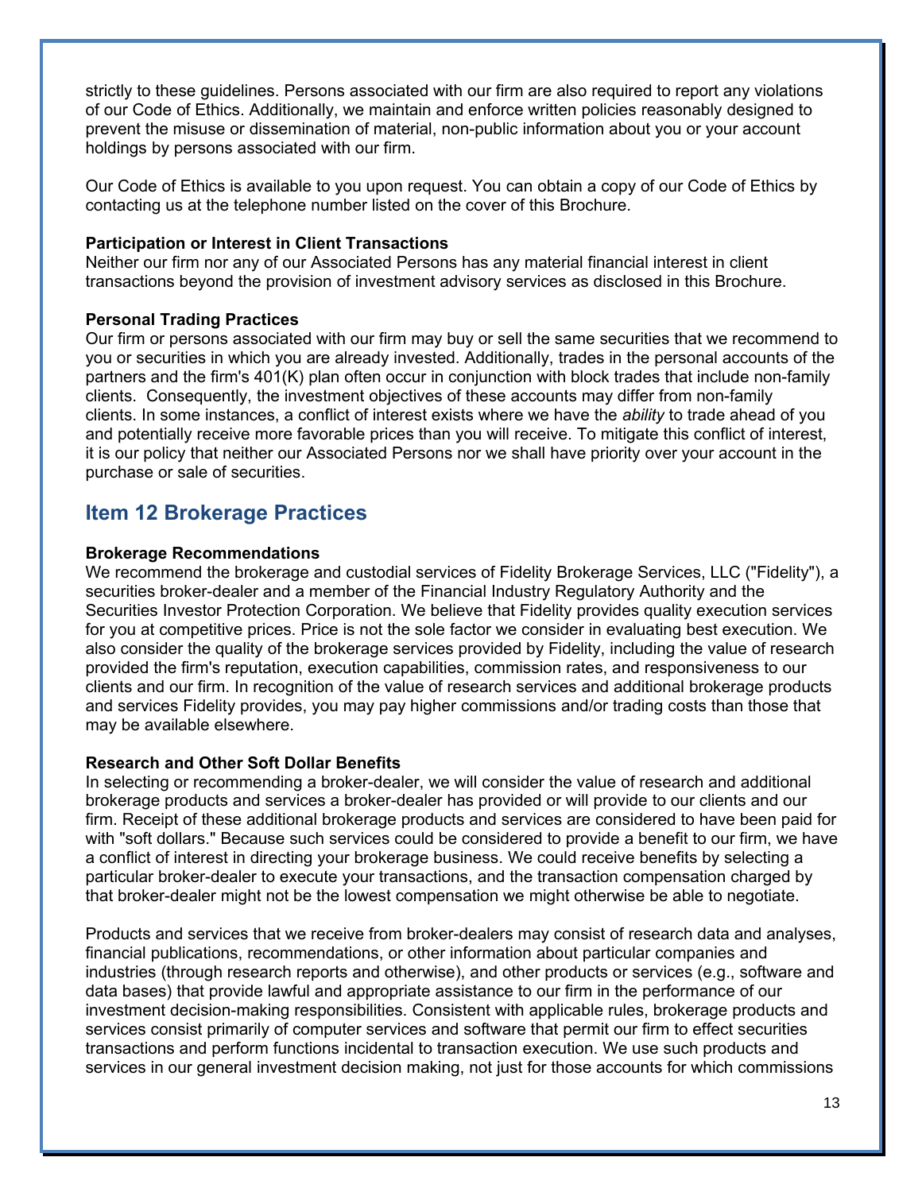strictly to these guidelines. Persons associated with our firm are also required to report any violations of our Code of Ethics. Additionally, we maintain and enforce written policies reasonably designed to prevent the misuse or dissemination of material, non-public information about you or your account holdings by persons associated with our firm.

Our Code of Ethics is available to you upon request. You can obtain a copy of our Code of Ethics by contacting us at the telephone number listed on the cover of this Brochure.

**Participation or Interest in Client Transactions**
Neither our firm nor any of our Associated Persons has any material financial interest in client transactions beyond the provision of investment advisory services as disclosed in this Brochure.

**Personal Trading Practices**
Our firm or persons associated with our firm may buy or sell the same securities that we recommend to you or securities in which you are already invested. Additionally, trades in the personal accounts of the partners and the firm's 401(K) plan often occur in conjunction with block trades that include non-family clients. Consequently, the investment objectives of these accounts may differ from non-family clients. In some instances, a conflict of interest exists where we have the *ability* to trade ahead of you and potentially receive more favorable prices than you will receive. To mitigate this conflict of interest, it is our policy that neither our Associated Persons nor we shall have priority over your account in the purchase or sale of securities.

## Item 12 Brokerage Practices

**Brokerage Recommendations**
We recommend the brokerage and custodial services of Fidelity Brokerage Services, LLC ("Fidelity"), a securities broker-dealer and a member of the Financial Industry Regulatory Authority and the Securities Investor Protection Corporation. We believe that Fidelity provides quality execution services for you at competitive prices. Price is not the sole factor we consider in evaluating best execution. We also consider the quality of the brokerage services provided by Fidelity, including the value of research provided the firm's reputation, execution capabilities, commission rates, and responsiveness to our clients and our firm. In recognition of the value of research services and additional brokerage products and services Fidelity provides, you may pay higher commissions and/or trading costs than those that may be available elsewhere.

**Research and Other Soft Dollar Benefits**
In selecting or recommending a broker-dealer, we will consider the value of research and additional brokerage products and services a broker-dealer has provided or will provide to our clients and our firm. Receipt of these additional brokerage products and services are considered to have been paid for with "soft dollars." Because such services could be considered to provide a benefit to our firm, we have a conflict of interest in directing your brokerage business. We could receive benefits by selecting a particular broker-dealer to execute your transactions, and the transaction compensation charged by that broker-dealer might not be the lowest compensation we might otherwise be able to negotiate.

Products and services that we receive from broker-dealers may consist of research data and analyses, financial publications, recommendations, or other information about particular companies and industries (through research reports and otherwise), and other products or services (e.g., software and data bases) that provide lawful and appropriate assistance to our firm in the performance of our investment decision-making responsibilities. Consistent with applicable rules, brokerage products and services consist primarily of computer services and software that permit our firm to effect securities transactions and perform functions incidental to transaction execution. We use such products and services in our general investment decision making, not just for those accounts for which commissions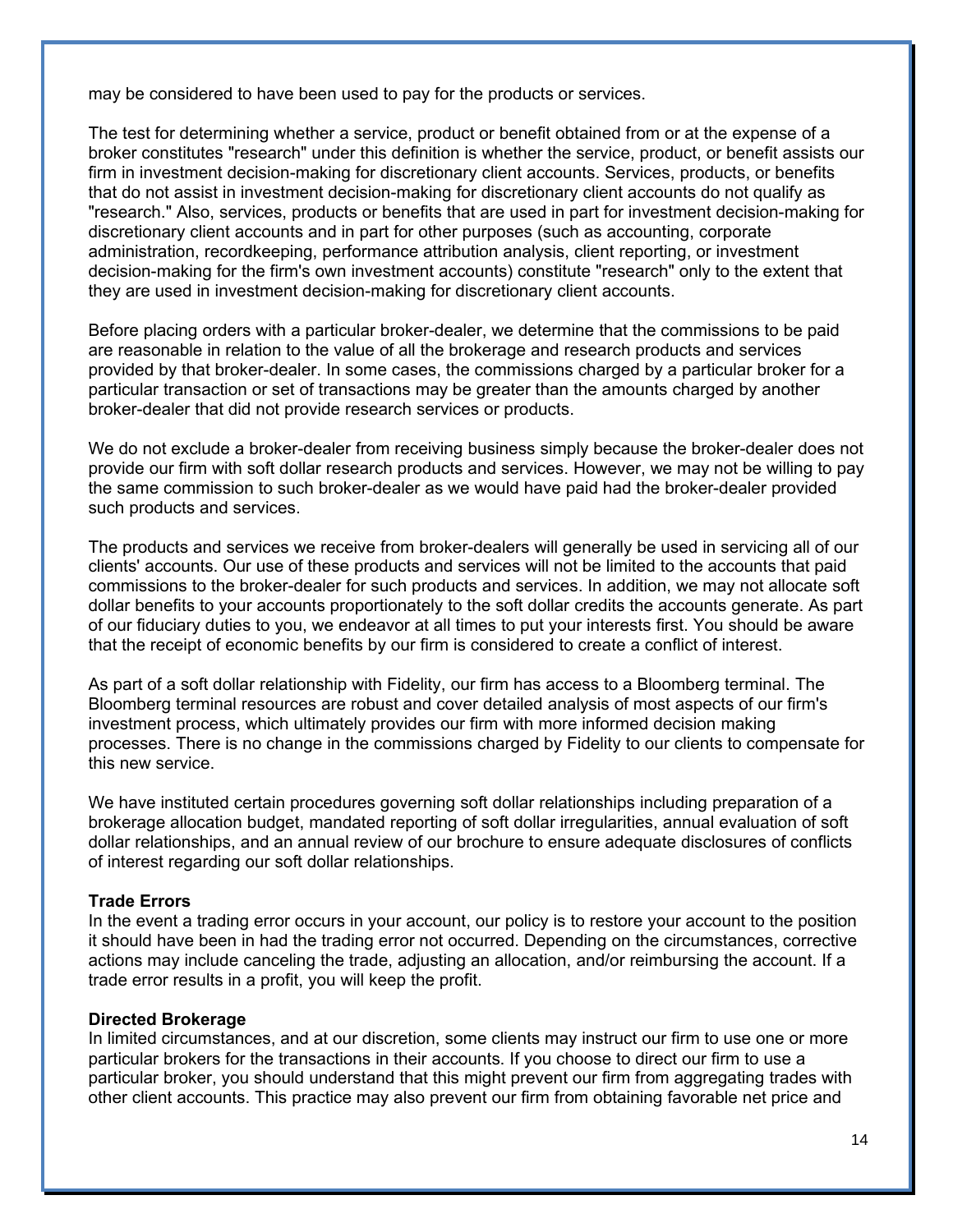may be considered to have been used to pay for the products or services.

The test for determining whether a service, product or benefit obtained from or at the expense of a broker constitutes "research" under this definition is whether the service, product, or benefit assists our firm in investment decision-making for discretionary client accounts. Services, products, or benefits that do not assist in investment decision-making for discretionary client accounts do not qualify as "research." Also, services, products or benefits that are used in part for investment decision-making for discretionary client accounts and in part for other purposes (such as accounting, corporate administration, recordkeeping, performance attribution analysis, client reporting, or investment decision-making for the firm's own investment accounts) constitute "research" only to the extent that they are used in investment decision-making for discretionary client accounts.

Before placing orders with a particular broker-dealer, we determine that the commissions to be paid are reasonable in relation to the value of all the brokerage and research products and services provided by that broker-dealer. In some cases, the commissions charged by a particular broker for a particular transaction or set of transactions may be greater than the amounts charged by another broker-dealer that did not provide research services or products.

We do not exclude a broker-dealer from receiving business simply because the broker-dealer does not provide our firm with soft dollar research products and services. However, we may not be willing to pay the same commission to such broker-dealer as we would have paid had the broker-dealer provided such products and services.

The products and services we receive from broker-dealers will generally be used in servicing all of our clients' accounts. Our use of these products and services will not be limited to the accounts that paid commissions to the broker-dealer for such products and services. In addition, we may not allocate soft dollar benefits to your accounts proportionately to the soft dollar credits the accounts generate. As part of our fiduciary duties to you, we endeavor at all times to put your interests first. You should be aware that the receipt of economic benefits by our firm is considered to create a conflict of interest.

As part of a soft dollar relationship with Fidelity, our firm has access to a Bloomberg terminal. The Bloomberg terminal resources are robust and cover detailed analysis of most aspects of our firm's investment process, which ultimately provides our firm with more informed decision making processes. There is no change in the commissions charged by Fidelity to our clients to compensate for this new service.

We have instituted certain procedures governing soft dollar relationships including preparation of a brokerage allocation budget, mandated reporting of soft dollar irregularities, annual evaluation of soft dollar relationships, and an annual review of our brochure to ensure adequate disclosures of conflicts of interest regarding our soft dollar relationships.

**Trade Errors**

In the event a trading error occurs in your account, our policy is to restore your account to the position it should have been in had the trading error not occurred. Depending on the circumstances, corrective actions may include canceling the trade, adjusting an allocation, and/or reimbursing the account. If a trade error results in a profit, you will keep the profit.

**Directed Brokerage**

In limited circumstances, and at our discretion, some clients may instruct our firm to use one or more particular brokers for the transactions in their accounts. If you choose to direct our firm to use a particular broker, you should understand that this might prevent our firm from aggregating trades with other client accounts. This practice may also prevent our firm from obtaining favorable net price and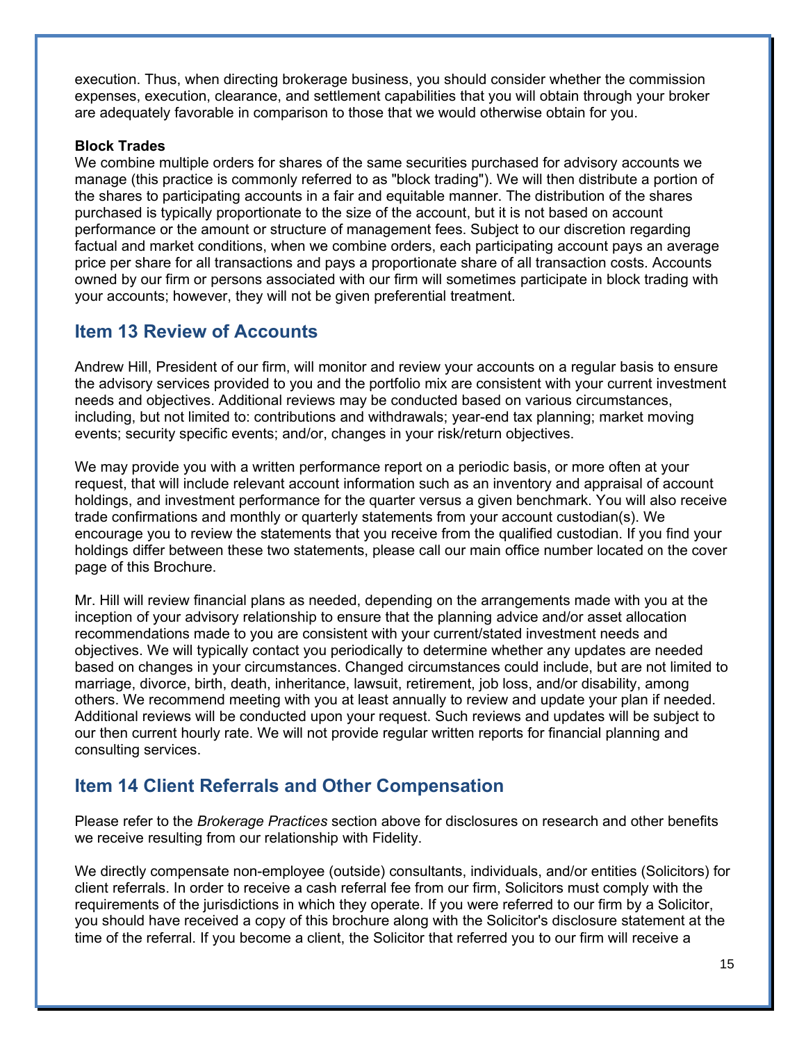execution. Thus, when directing brokerage business, you should consider whether the commission expenses, execution, clearance, and settlement capabilities that you will obtain through your broker are adequately favorable in comparison to those that we would otherwise obtain for you.

**Block Trades**

We combine multiple orders for shares of the same securities purchased for advisory accounts we manage (this practice is commonly referred to as "block trading"). We will then distribute a portion of the shares to participating accounts in a fair and equitable manner. The distribution of the shares purchased is typically proportionate to the size of the account, but it is not based on account performance or the amount or structure of management fees. Subject to our discretion regarding factual and market conditions, when we combine orders, each participating account pays an average price per share for all transactions and pays a proportionate share of all transaction costs. Accounts owned by our firm or persons associated with our firm will sometimes participate in block trading with your accounts; however, they will not be given preferential treatment.

## Item 13 Review of Accounts

Andrew Hill, President of our firm, will monitor and review your accounts on a regular basis to ensure the advisory services provided to you and the portfolio mix are consistent with your current investment needs and objectives. Additional reviews may be conducted based on various circumstances, including, but not limited to: contributions and withdrawals; year-end tax planning; market moving events; security specific events; and/or, changes in your risk/return objectives.

We may provide you with a written performance report on a periodic basis, or more often at your request, that will include relevant account information such as an inventory and appraisal of account holdings, and investment performance for the quarter versus a given benchmark. You will also receive trade confirmations and monthly or quarterly statements from your account custodian(s). We encourage you to review the statements that you receive from the qualified custodian. If you find your holdings differ between these two statements, please call our main office number located on the cover page of this Brochure.

Mr. Hill will review financial plans as needed, depending on the arrangements made with you at the inception of your advisory relationship to ensure that the planning advice and/or asset allocation recommendations made to you are consistent with your current/stated investment needs and objectives. We will typically contact you periodically to determine whether any updates are needed based on changes in your circumstances. Changed circumstances could include, but are not limited to marriage, divorce, birth, death, inheritance, lawsuit, retirement, job loss, and/or disability, among others. We recommend meeting with you at least annually to review and update your plan if needed. Additional reviews will be conducted upon your request. Such reviews and updates will be subject to our then current hourly rate. We will not provide regular written reports for financial planning and consulting services.

## Item 14 Client Referrals and Other Compensation

Please refer to the *Brokerage Practices* section above for disclosures on research and other benefits we receive resulting from our relationship with Fidelity.

We directly compensate non-employee (outside) consultants, individuals, and/or entities (Solicitors) for client referrals. In order to receive a cash referral fee from our firm, Solicitors must comply with the requirements of the jurisdictions in which they operate. If you were referred to our firm by a Solicitor, you should have received a copy of this brochure along with the Solicitor's disclosure statement at the time of the referral. If you become a client, the Solicitor that referred you to our firm will receive a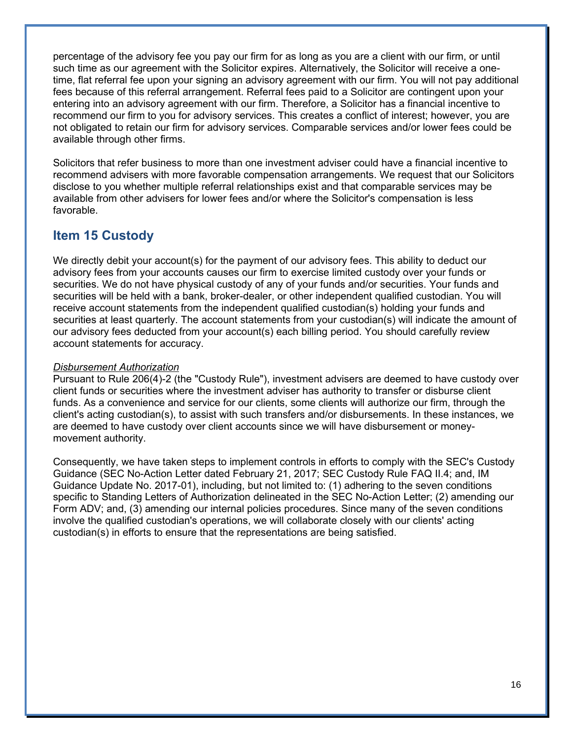percentage of the advisory fee you pay our firm for as long as you are a client with our firm, or until such time as our agreement with the Solicitor expires. Alternatively, the Solicitor will receive a one-time, flat referral fee upon your signing an advisory agreement with our firm. You will not pay additional fees because of this referral arrangement. Referral fees paid to a Solicitor are contingent upon your entering into an advisory agreement with our firm. Therefore, a Solicitor has a financial incentive to recommend our firm to you for advisory services. This creates a conflict of interest; however, you are not obligated to retain our firm for advisory services. Comparable services and/or lower fees could be available through other firms.

Solicitors that refer business to more than one investment adviser could have a financial incentive to recommend advisers with more favorable compensation arrangements. We request that our Solicitors disclose to you whether multiple referral relationships exist and that comparable services may be available from other advisers for lower fees and/or where the Solicitor's compensation is less favorable.

## Item 15 Custody

We directly debit your account(s) for the payment of our advisory fees. This ability to deduct our advisory fees from your accounts causes our firm to exercise limited custody over your funds or securities. We do not have physical custody of any of your funds and/or securities. Your funds and securities will be held with a bank, broker-dealer, or other independent qualified custodian. You will receive account statements from the independent qualified custodian(s) holding your funds and securities at least quarterly. The account statements from your custodian(s) will indicate the amount of our advisory fees deducted from your account(s) each billing period. You should carefully review account statements for accuracy.

*Disbursement Authorization*
Pursuant to Rule 206(4)-2 (the "Custody Rule"), investment advisers are deemed to have custody over client funds or securities where the investment adviser has authority to transfer or disburse client funds. As a convenience and service for our clients, some clients will authorize our firm, through the client's acting custodian(s), to assist with such transfers and/or disbursements. In these instances, we are deemed to have custody over client accounts since we will have disbursement or money-movement authority.

Consequently, we have taken steps to implement controls in efforts to comply with the SEC's Custody Guidance (SEC No-Action Letter dated February 21, 2017; SEC Custody Rule FAQ II.4; and, IM Guidance Update No. 2017-01), including, but not limited to: (1) adhering to the seven conditions specific to Standing Letters of Authorization delineated in the SEC No-Action Letter; (2) amending our Form ADV; and, (3) amending our internal policies procedures. Since many of the seven conditions involve the qualified custodian's operations, we will collaborate closely with our clients' acting custodian(s) in efforts to ensure that the representations are being satisfied.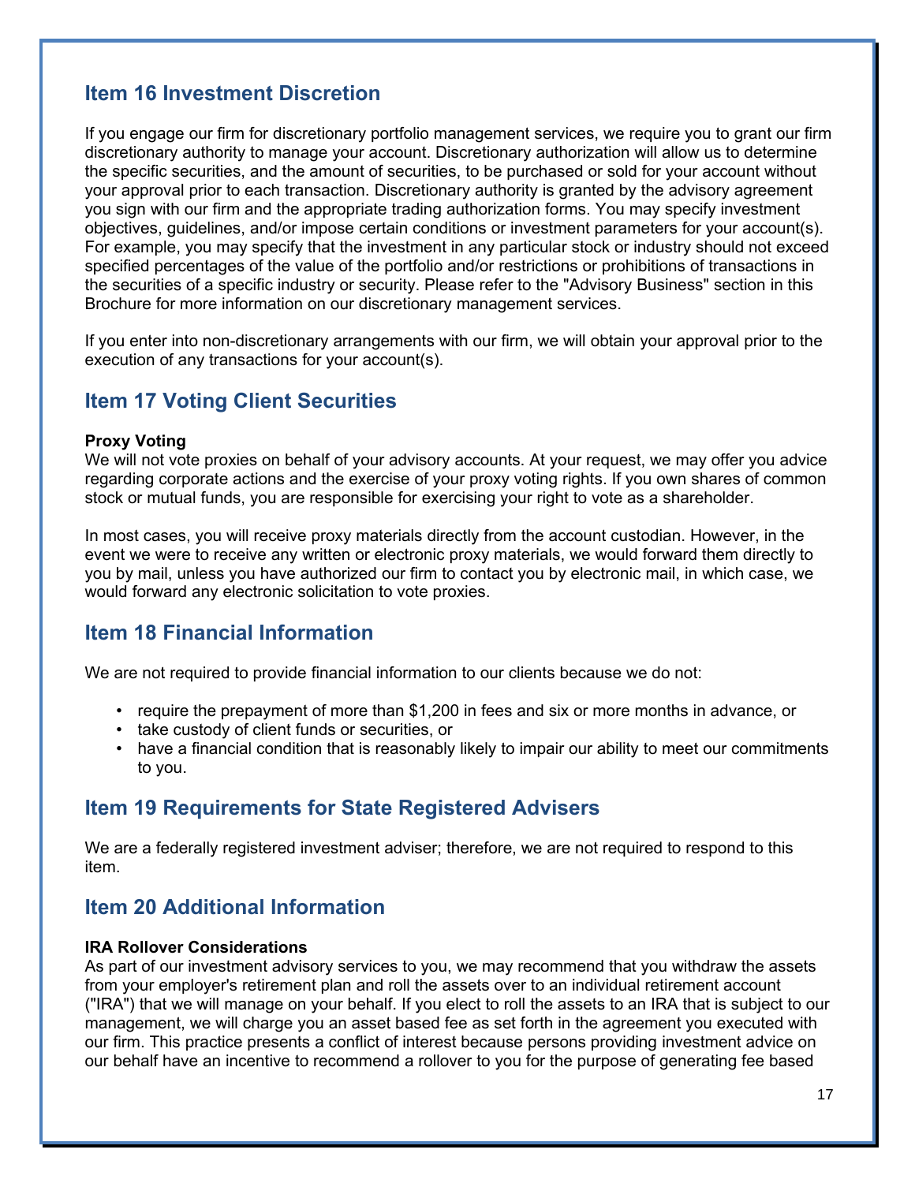## Item 16 Investment Discretion

If you engage our firm for discretionary portfolio management services, we require you to grant our firm discretionary authority to manage your account. Discretionary authorization will allow us to determine the specific securities, and the amount of securities, to be purchased or sold for your account without your approval prior to each transaction. Discretionary authority is granted by the advisory agreement you sign with our firm and the appropriate trading authorization forms. You may specify investment objectives, guidelines, and/or impose certain conditions or investment parameters for your account(s). For example, you may specify that the investment in any particular stock or industry should not exceed specified percentages of the value of the portfolio and/or restrictions or prohibitions of transactions in the securities of a specific industry or security. Please refer to the "Advisory Business" section in this Brochure for more information on our discretionary management services.

If you enter into non-discretionary arrangements with our firm, we will obtain your approval prior to the execution of any transactions for your account(s).

## Item 17 Voting Client Securities

**Proxy Voting**
We will not vote proxies on behalf of your advisory accounts. At your request, we may offer you advice regarding corporate actions and the exercise of your proxy voting rights. If you own shares of common stock or mutual funds, you are responsible for exercising your right to vote as a shareholder.

In most cases, you will receive proxy materials directly from the account custodian. However, in the event we were to receive any written or electronic proxy materials, we would forward them directly to you by mail, unless you have authorized our firm to contact you by electronic mail, in which case, we would forward any electronic solicitation to vote proxies.

## Item 18 Financial Information

We are not required to provide financial information to our clients because we do not:

- require the prepayment of more than $1,200 in fees and six or more months in advance, or
- take custody of client funds or securities, or
- have a financial condition that is reasonably likely to impair our ability to meet our commitments to you.

## Item 19 Requirements for State Registered Advisers

We are a federally registered investment adviser; therefore, we are not required to respond to this item.

## Item 20 Additional Information

**IRA Rollover Considerations**
As part of our investment advisory services to you, we may recommend that you withdraw the assets from your employer's retirement plan and roll the assets over to an individual retirement account ("IRA") that we will manage on your behalf. If you elect to roll the assets to an IRA that is subject to our management, we will charge you an asset based fee as set forth in the agreement you executed with our firm. This practice presents a conflict of interest because persons providing investment advice on our behalf have an incentive to recommend a rollover to you for the purpose of generating fee based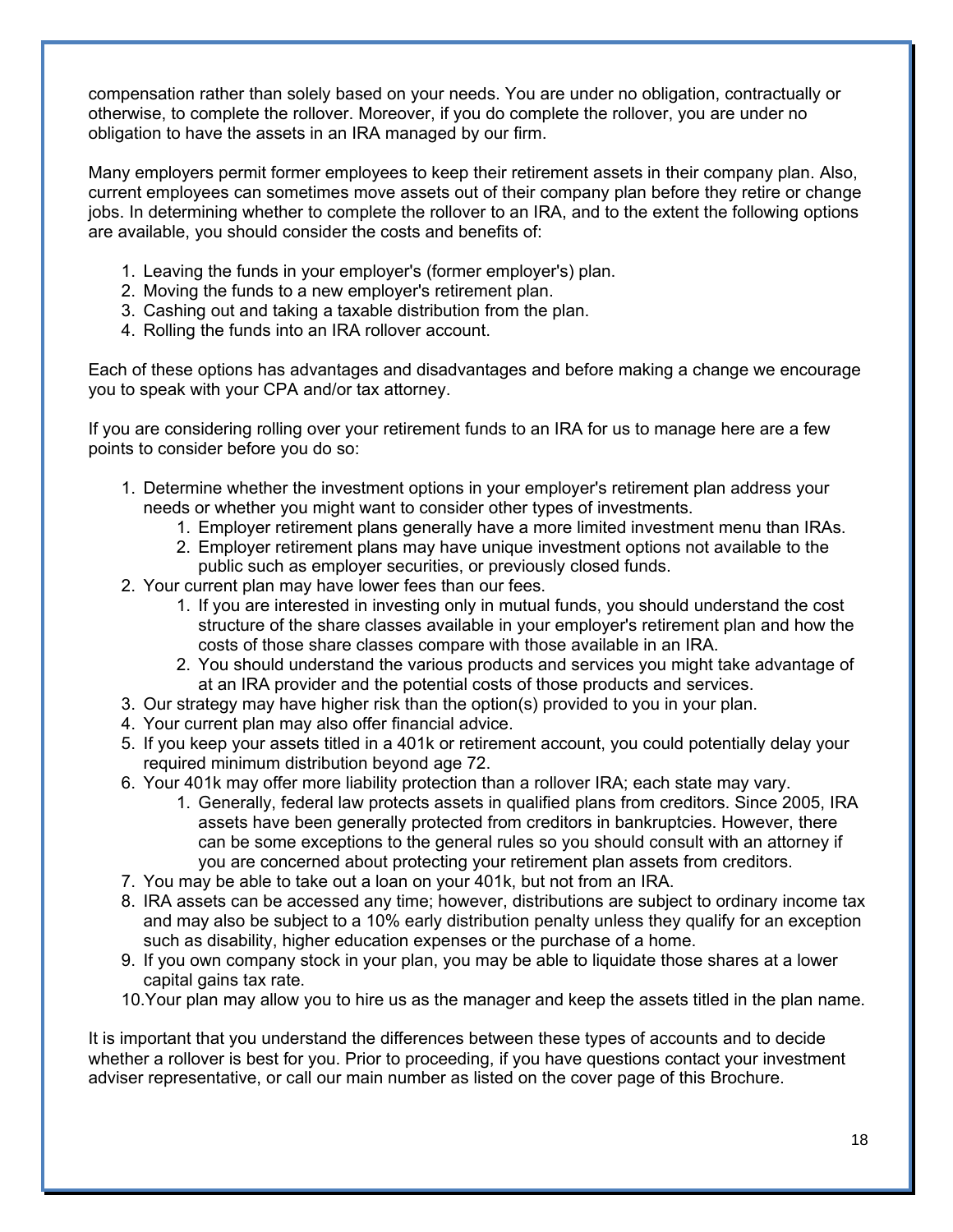compensation rather than solely based on your needs. You are under no obligation, contractually or otherwise, to complete the rollover. Moreover, if you do complete the rollover, you are under no obligation to have the assets in an IRA managed by our firm.

Many employers permit former employees to keep their retirement assets in their company plan. Also, current employees can sometimes move assets out of their company plan before they retire or change jobs. In determining whether to complete the rollover to an IRA, and to the extent the following options are available, you should consider the costs and benefits of:

1. Leaving the funds in your employer's (former employer's) plan.
2. Moving the funds to a new employer's retirement plan.
3. Cashing out and taking a taxable distribution from the plan.
4. Rolling the funds into an IRA rollover account.

Each of these options has advantages and disadvantages and before making a change we encourage you to speak with your CPA and/or tax attorney.

If you are considering rolling over your retirement funds to an IRA for us to manage here are a few points to consider before you do so:

1. Determine whether the investment options in your employer's retirement plan address your needs or whether you might want to consider other types of investments.
    1. Employer retirement plans generally have a more limited investment menu than IRAs.
    2. Employer retirement plans may have unique investment options not available to the public such as employer securities, or previously closed funds.
2. Your current plan may have lower fees than our fees.
    1. If you are interested in investing only in mutual funds, you should understand the cost structure of the share classes available in your employer's retirement plan and how the costs of those share classes compare with those available in an IRA.
    2. You should understand the various products and services you might take advantage of at an IRA provider and the potential costs of those products and services.
3. Our strategy may have higher risk than the option(s) provided to you in your plan.
4. Your current plan may also offer financial advice.
5. If you keep your assets titled in a 401k or retirement account, you could potentially delay your required minimum distribution beyond age 72.
6. Your 401k may offer more liability protection than a rollover IRA; each state may vary.
    1. Generally, federal law protects assets in qualified plans from creditors. Since 2005, IRA assets have been generally protected from creditors in bankruptcies. However, there can be some exceptions to the general rules so you should consult with an attorney if you are concerned about protecting your retirement plan assets from creditors.
7. You may be able to take out a loan on your 401k, but not from an IRA.
8. IRA assets can be accessed any time; however, distributions are subject to ordinary income tax and may also be subject to a 10% early distribution penalty unless they qualify for an exception such as disability, higher education expenses or the purchase of a home.
9. If you own company stock in your plan, you may be able to liquidate those shares at a lower capital gains tax rate.
10. Your plan may allow you to hire us as the manager and keep the assets titled in the plan name.

It is important that you understand the differences between these types of accounts and to decide whether a rollover is best for you. Prior to proceeding, if you have questions contact your investment adviser representative, or call our main number as listed on the cover page of this Brochure.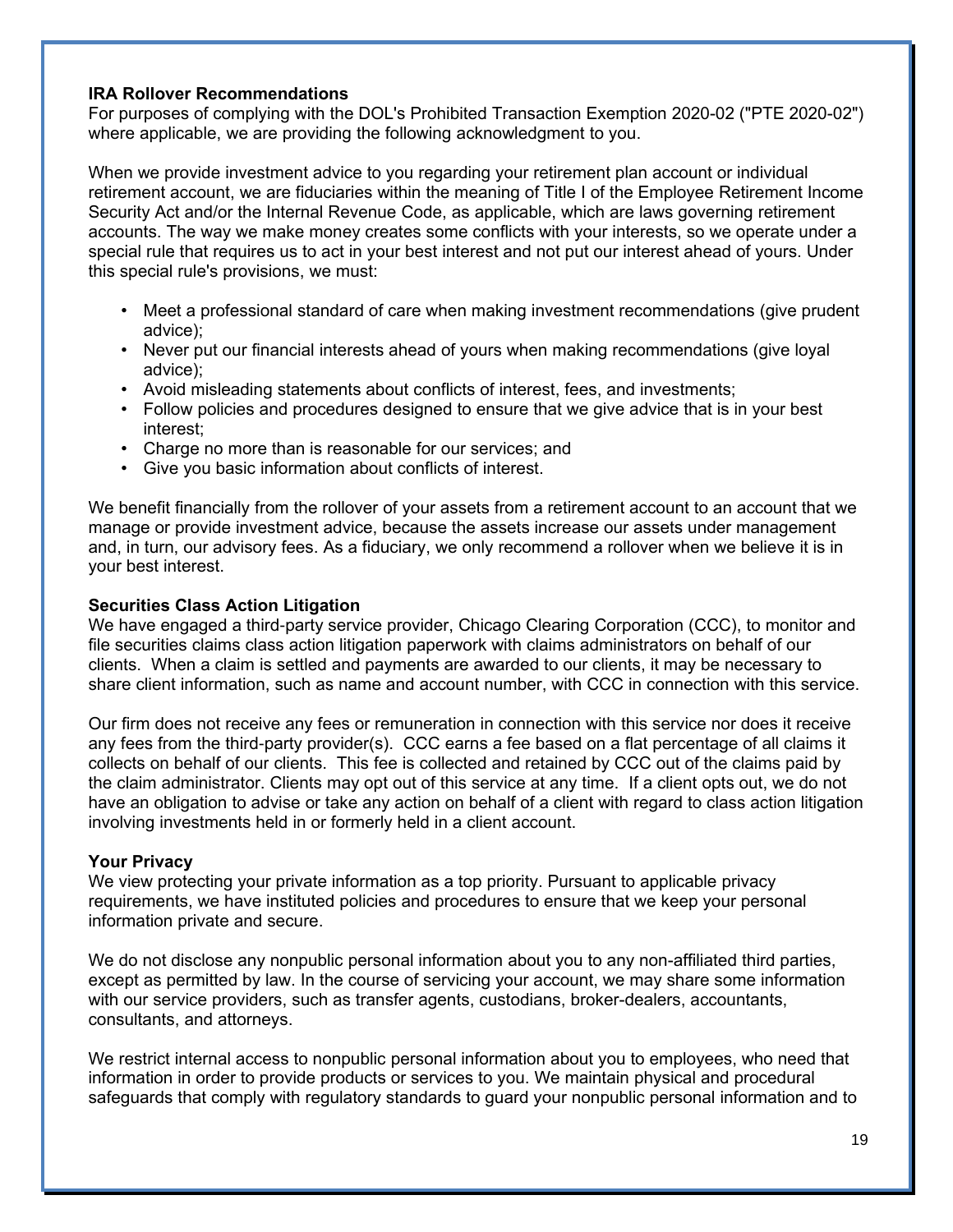**IRA Rollover Recommendations**

For purposes of complying with the DOL's Prohibited Transaction Exemption 2020-02 ("PTE 2020-02") where applicable, we are providing the following acknowledgment to you.

When we provide investment advice to you regarding your retirement plan account or individual retirement account, we are fiduciaries within the meaning of Title I of the Employee Retirement Income Security Act and/or the Internal Revenue Code, as applicable, which are laws governing retirement accounts. The way we make money creates some conflicts with your interests, so we operate under a special rule that requires us to act in your best interest and not put our interest ahead of yours. Under this special rule's provisions, we must:

- Meet a professional standard of care when making investment recommendations (give prudent advice);
- Never put our financial interests ahead of yours when making recommendations (give loyal advice);
- Avoid misleading statements about conflicts of interest, fees, and investments;
- Follow policies and procedures designed to ensure that we give advice that is in your best interest;
- Charge no more than is reasonable for our services; and
- Give you basic information about conflicts of interest.

We benefit financially from the rollover of your assets from a retirement account to an account that we manage or provide investment advice, because the assets increase our assets under management and, in turn, our advisory fees. As a fiduciary, we only recommend a rollover when we believe it is in your best interest.

**Securities Class Action Litigation**

We have engaged a third-party service provider, Chicago Clearing Corporation (CCC), to monitor and file securities claims class action litigation paperwork with claims administrators on behalf of our clients. When a claim is settled and payments are awarded to our clients, it may be necessary to share client information, such as name and account number, with CCC in connection with this service.

Our firm does not receive any fees or remuneration in connection with this service nor does it receive any fees from the third-party provider(s). CCC earns a fee based on a flat percentage of all claims it collects on behalf of our clients. This fee is collected and retained by CCC out of the claims paid by the claim administrator. Clients may opt out of this service at any time. If a client opts out, we do not have an obligation to advise or take any action on behalf of a client with regard to class action litigation involving investments held in or formerly held in a client account.

**Your Privacy**

We view protecting your private information as a top priority. Pursuant to applicable privacy requirements, we have instituted policies and procedures to ensure that we keep your personal information private and secure.

We do not disclose any nonpublic personal information about you to any non-affiliated third parties, except as permitted by law. In the course of servicing your account, we may share some information with our service providers, such as transfer agents, custodians, broker-dealers, accountants, consultants, and attorneys.

We restrict internal access to nonpublic personal information about you to employees, who need that information in order to provide products or services to you. We maintain physical and procedural safeguards that comply with regulatory standards to guard your nonpublic personal information and to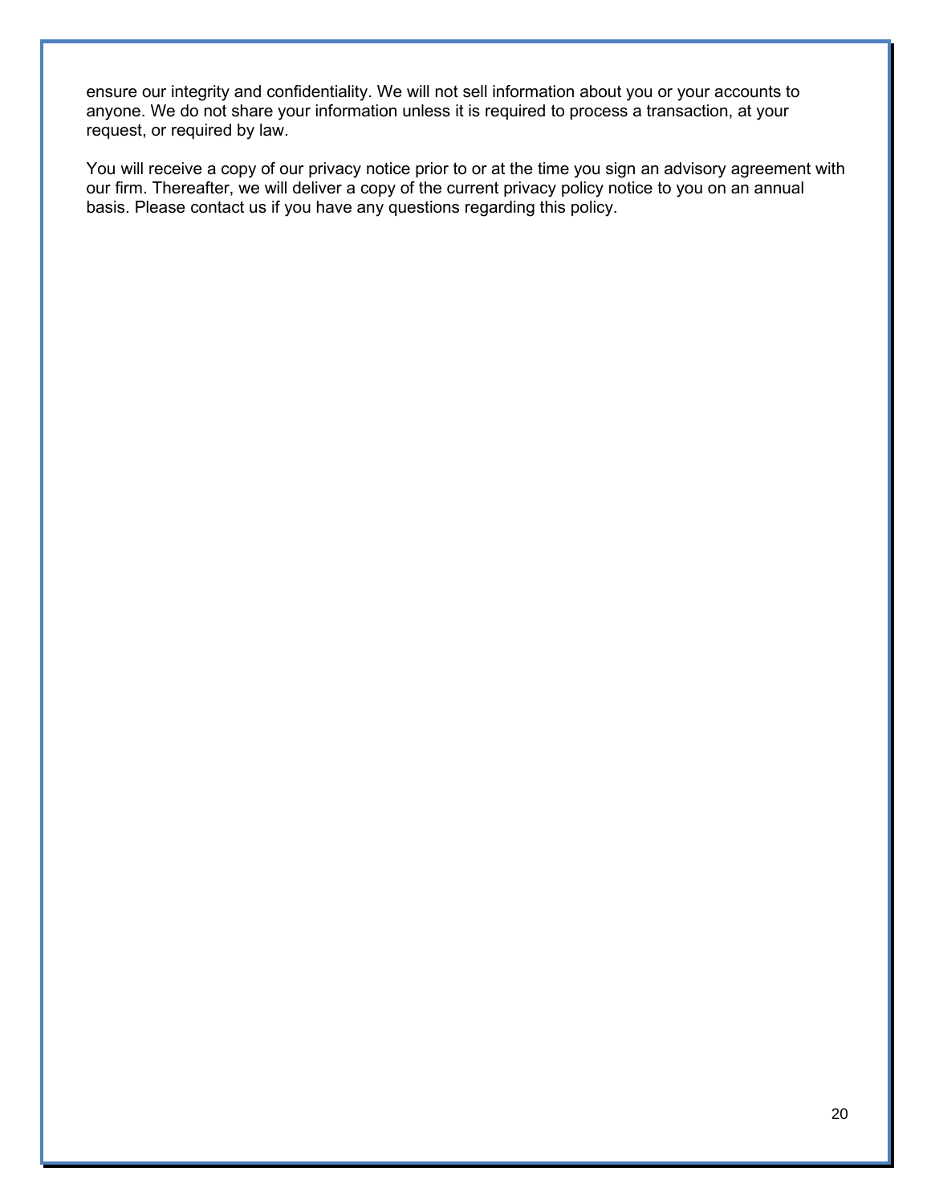ensure our integrity and confidentiality. We will not sell information about you or your accounts to anyone. We do not share your information unless it is required to process a transaction, at your request, or required by law.

You will receive a copy of our privacy notice prior to or at the time you sign an advisory agreement with our firm. Thereafter, we will deliver a copy of the current privacy policy notice to you on an annual basis. Please contact us if you have any questions regarding this policy.